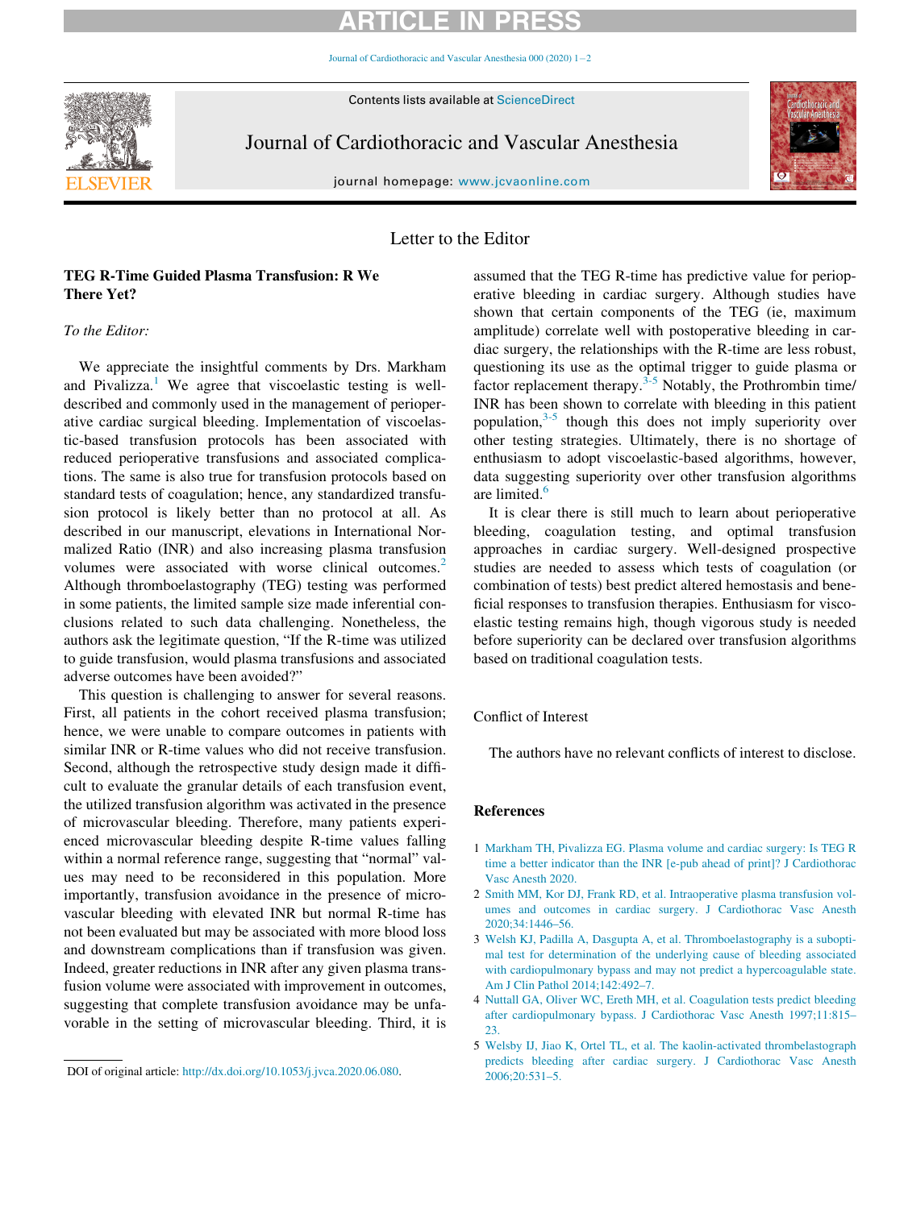Letter to the Editor

# TEG R-Time Guided Plasma Transfusion: R We There Yet?

*To the Editor:*

We appreciate the insightful comments by Drs. Markham and Pivalizza.[1] We agree that viscoelastic testing is well-described and commonly used in the management of perioperative cardiac surgical bleeding. Implementation of viscoelastic-based transfusion protocols has been associated with reduced perioperative transfusions and associated complications. The same is also true for transfusion protocols based on standard tests of coagulation; hence, any standardized transfusion protocol is likely better than no protocol at all. As described in our manuscript, elevations in International Normalized Ratio (INR) and also increasing plasma transfusion volumes were associated with worse clinical outcomes.[2] Although thromboelastography (TEG) testing was performed in some patients, the limited sample size made inferential conclusions related to such data challenging. Nonetheless, the authors ask the legitimate question, "If the R-time was utilized to guide transfusion, would plasma transfusions and associated adverse outcomes have been avoided?"

This question is challenging to answer for several reasons. First, all patients in the cohort received plasma transfusion; hence, we were unable to compare outcomes in patients with similar INR or R-time values who did not receive transfusion. Second, although the retrospective study design made it difficult to evaluate the granular details of each transfusion event, the utilized transfusion algorithm was activated in the presence of microvascular bleeding. Therefore, many patients experienced microvascular bleeding despite R-time values falling within a normal reference range, suggesting that "normal" values may need to be reconsidered in this population. More importantly, transfusion avoidance in the presence of microvascular bleeding with elevated INR but normal R-time has not been evaluated but may be associated with more blood loss and downstream complications than if transfusion was given. Indeed, greater reductions in INR after any given plasma transfusion volume were associated with improvement in outcomes, suggesting that complete transfusion avoidance may be unfavorable in the setting of microvascular bleeding. Third, it is assumed that the TEG R-time has predictive value for perioperative bleeding in cardiac surgery. Although studies have shown that certain components of the TEG (ie, maximum amplitude) correlate well with postoperative bleeding in cardiac surgery, the relationships with the R-time are less robust, questioning its use as the optimal trigger to guide plasma or factor replacement therapy.[3-5] Notably, the Prothrombin time/INR has been shown to correlate with bleeding in this patient population,[3-5] though this does not imply superiority over other testing strategies. Ultimately, there is no shortage of enthusiasm to adopt viscoelastic-based algorithms, however, data suggesting superiority over other transfusion algorithms are limited.[6]

It is clear there is still much to learn about perioperative bleeding, coagulation testing, and optimal transfusion approaches in cardiac surgery. Well-designed prospective studies are needed to assess which tests of coagulation (or combination of tests) best predict altered hemostasis and beneficial responses to transfusion therapies. Enthusiasm for viscoelastic testing remains high, though vigorous study is needed before superiority can be declared over transfusion algorithms based on traditional coagulation tests.

## Conflict of Interest

The authors have no relevant conflicts of interest to disclose.

## References

1. Markham TH, Pivalizza EG. Plasma volume and cardiac surgery: Is TEG R time a better indicator than the INR [e-pub ahead of print]? J Cardiothorac Vasc Anesth 2020.
2. Smith MM, Kor DJ, Frank RD, et al. Intraoperative plasma transfusion volumes and outcomes in cardiac surgery. J Cardiothorac Vasc Anesth 2020;34:1446–56.
3. Welsh KJ, Padilla A, Dasgupta A, et al. Thromboelastography is a suboptimal test for determination of the underlying cause of bleeding associated with cardiopulmonary bypass and may not predict a hypercoagulable state. Am J Clin Pathol 2014;142:492–7.
4. Nuttall GA, Oliver WC, Ereth MH, et al. Coagulation tests predict bleeding after cardiopulmonary bypass. J Cardiothorac Vasc Anesth 1997;11:815–23.
5. Welsby IJ, Jiao K, Ortel TL, et al. The kaolin-activated thrombelastograph predicts bleeding after cardiac surgery. J Cardiothorac Vasc Anesth 2006;20:531–5.

DOI of original article: http://dx.doi.org/10.1053/j.jvca.2020.06.080.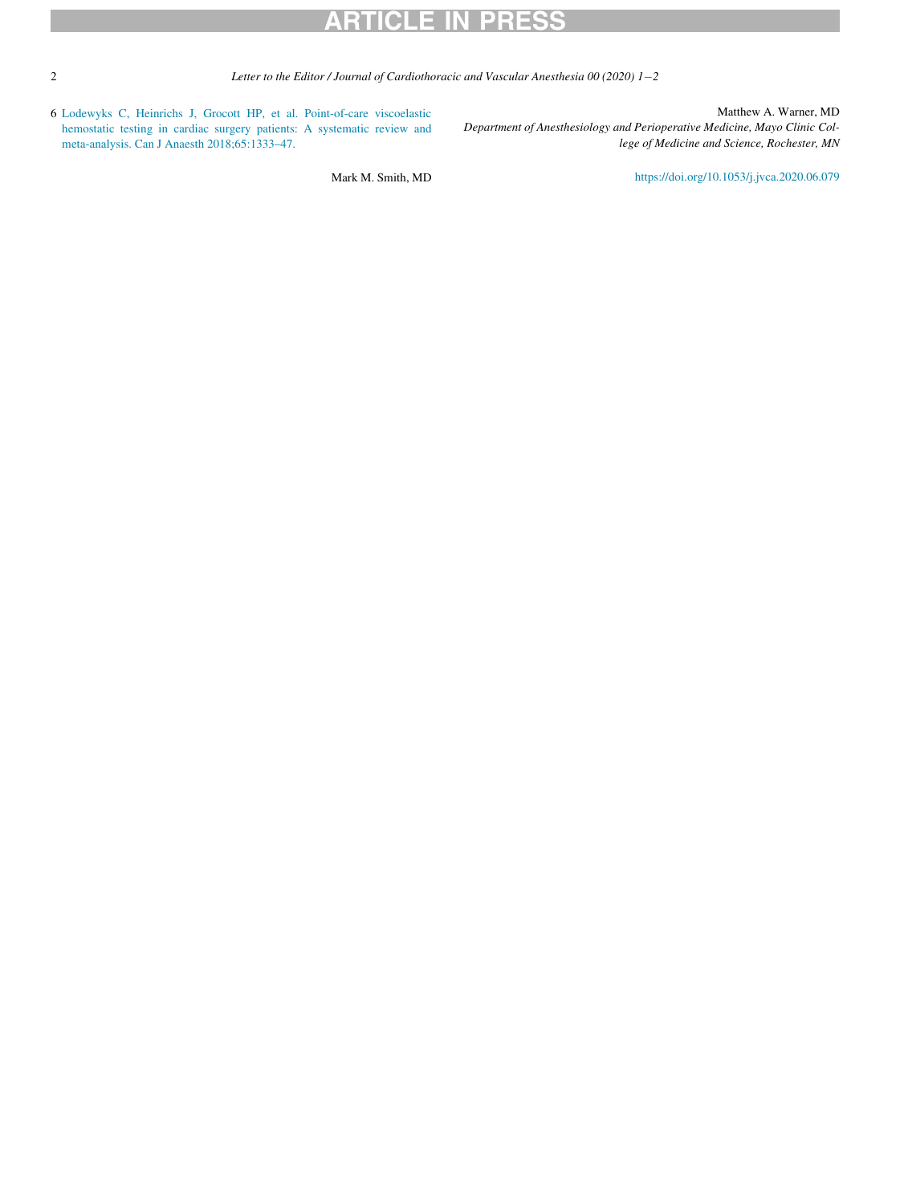6 Lodewyks C, Heinrichs J, Grocott HP, et al. Point-of-care viscoelastic hemostatic testing in cardiac surgery patients: A systematic review and meta-analysis. Can J Anaesth 2018;65:1333–47.

Mark M. Smith, MD

Matthew A. Warner, MD

*Department of Anesthesiology and Perioperative Medicine, Mayo Clinic College of Medicine and Science, Rochester, MN*

https://doi.org/10.1053/j.jvca.2020.06.079